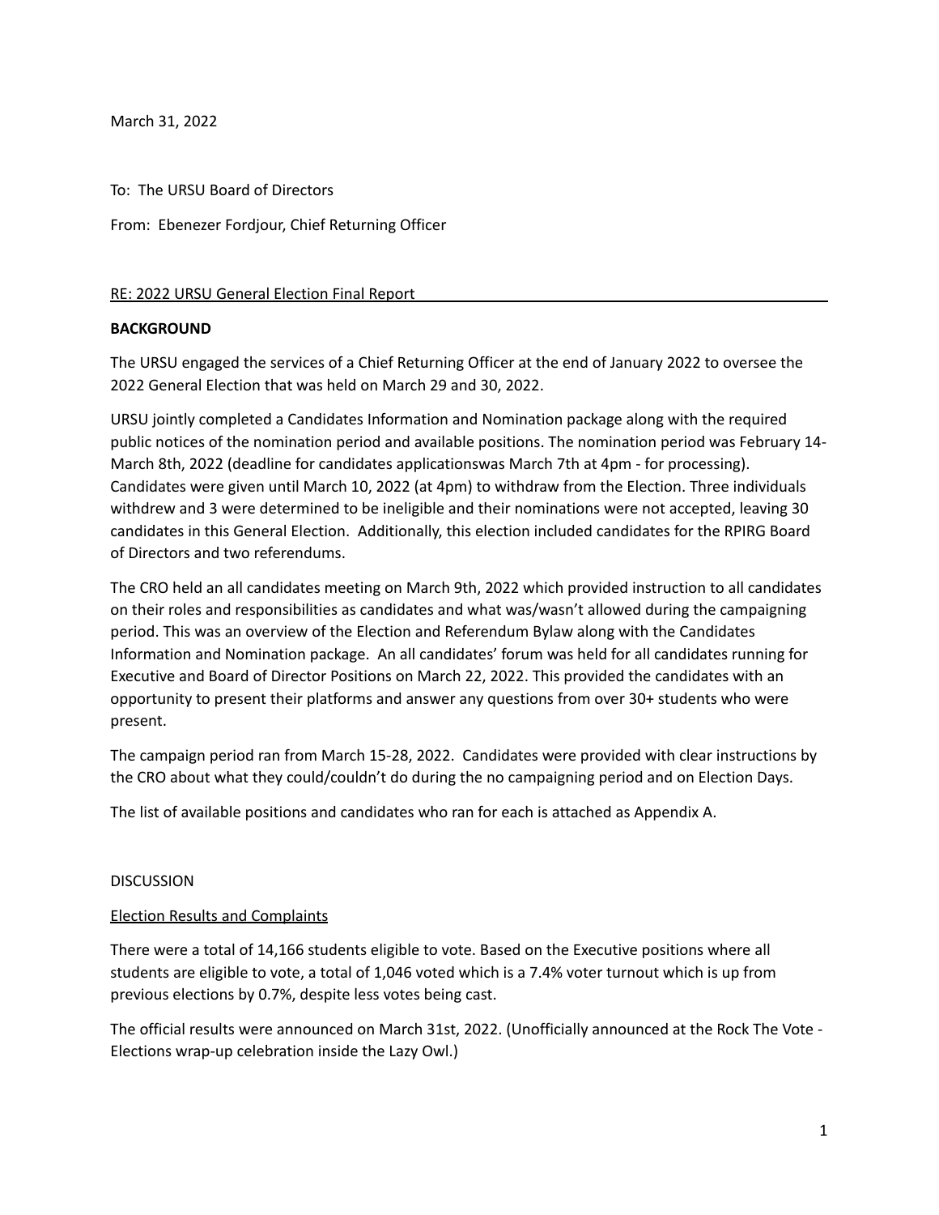March 31, 2022

To: The URSU Board of Directors

From: Ebenezer Fordjour, Chief Returning Officer

RE: 2022 URSU General Election Final Report

## BACKGROUND

The URSU engaged the services of a Chief Returning Officer at the end of January 2022 to oversee the 2022 General Election that was held on March 29 and 30, 2022.

URSU jointly completed a Candidates Information and Nomination package along with the required public notices of the nomination period and available positions. The nomination period was February 14-March 8th, 2022 (deadline for candidates applicationswas March 7th at 4pm - for processing). Candidates were given until March 10, 2022 (at 4pm) to withdraw from the Election. Three individuals withdrew and 3 were determined to be ineligible and their nominations were not accepted, leaving 30 candidates in this General Election. Additionally, this election included candidates for the RPIRG Board of Directors and two referendums.

The CRO held an all candidates meeting on March 9th, 2022 which provided instruction to all candidates on their roles and responsibilities as candidates and what was/wasn't allowed during the campaigning period. This was an overview of the Election and Referendum Bylaw along with the Candidates Information and Nomination package. An all candidates' forum was held for all candidates running for Executive and Board of Director Positions on March 22, 2022. This provided the candidates with an opportunity to present their platforms and answer any questions from over 30+ students who were present.

The campaign period ran from March 15-28, 2022. Candidates were provided with clear instructions by the CRO about what they could/couldn't do during the no campaigning period and on Election Days.

The list of available positions and candidates who ran for each is attached as Appendix A.

## DISCUSSION

### Election Results and Complaints

There were a total of 14,166 students eligible to vote. Based on the Executive positions where all students are eligible to vote, a total of 1,046 voted which is a 7.4% voter turnout which is up from previous elections by 0.7%, despite less votes being cast.

The official results were announced on March 31st, 2022. (Unofficially announced at the Rock The Vote - Elections wrap-up celebration inside the Lazy Owl.)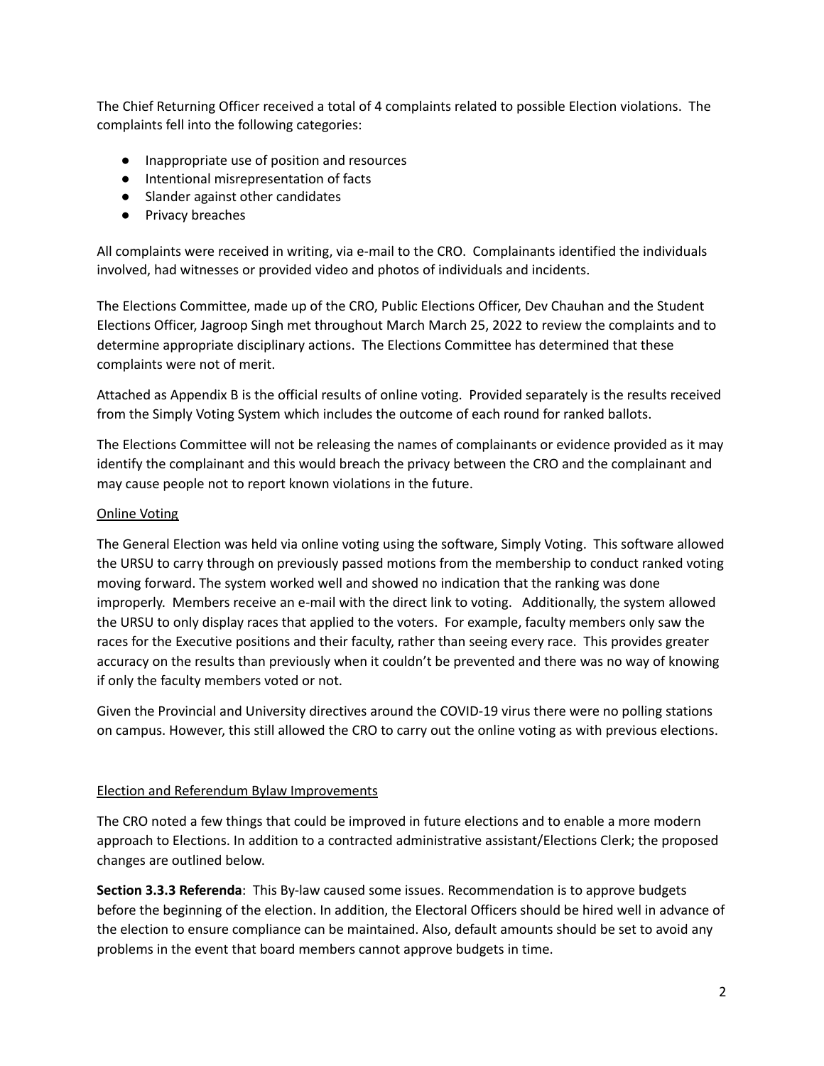The Chief Returning Officer received a total of 4 complaints related to possible Election violations. The complaints fell into the following categories:

- Inappropriate use of position and resources
- Intentional misrepresentation of facts
- Slander against other candidates
- Privacy breaches

All complaints were received in writing, via e-mail to the CRO. Complainants identified the individuals involved, had witnesses or provided video and photos of individuals and incidents.

The Elections Committee, made up of the CRO, Public Elections Officer, Dev Chauhan and the Student Elections Officer, Jagroop Singh met throughout March March 25, 2022 to review the complaints and to determine appropriate disciplinary actions. The Elections Committee has determined that these complaints were not of merit.

Attached as Appendix B is the official results of online voting. Provided separately is the results received from the Simply Voting System which includes the outcome of each round for ranked ballots.

The Elections Committee will not be releasing the names of complainants or evidence provided as it may identify the complainant and this would breach the privacy between the CRO and the complainant and may cause people not to report known violations in the future.

<u>Online Voting</u>

The General Election was held via online voting using the software, Simply Voting. This software allowed the URSU to carry through on previously passed motions from the membership to conduct ranked voting moving forward. The system worked well and showed no indication that the ranking was done improperly. Members receive an e-mail with the direct link to voting. Additionally, the system allowed the URSU to only display races that applied to the voters. For example, faculty members only saw the races for the Executive positions and their faculty, rather than seeing every race. This provides greater accuracy on the results than previously when it couldn't be prevented and there was no way of knowing if only the faculty members voted or not.

Given the Provincial and University directives around the COVID-19 virus there were no polling stations on campus. However, this still allowed the CRO to carry out the online voting as with previous elections.

<u>Election and Referendum Bylaw Improvements</u>

The CRO noted a few things that could be improved in future elections and to enable a more modern approach to Elections. In addition to a contracted administrative assistant/Elections Clerk; the proposed changes are outlined below.

**Section 3.3.3 Referenda**: This By-law caused some issues. Recommendation is to approve budgets before the beginning of the election. In addition, the Electoral Officers should be hired well in advance of the election to ensure compliance can be maintained. Also, default amounts should be set to avoid any problems in the event that board members cannot approve budgets in time.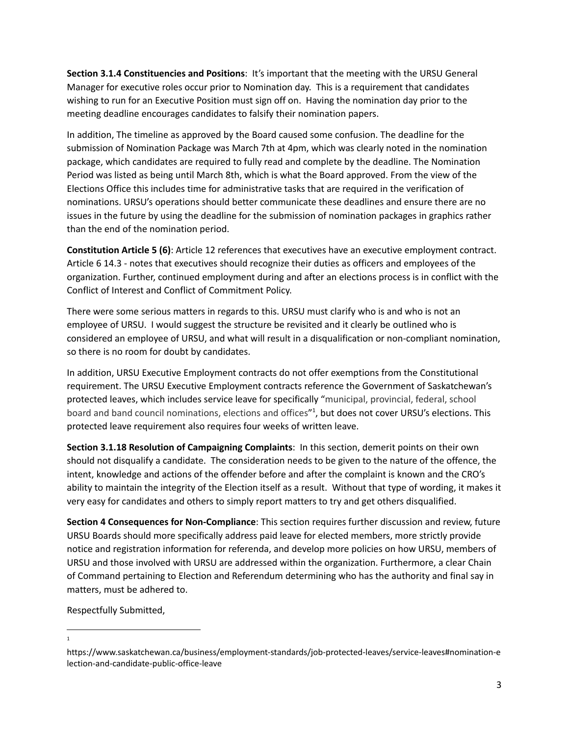**Section 3.1.4 Constituencies and Positions**: It's important that the meeting with the URSU General Manager for executive roles occur prior to Nomination day. This is a requirement that candidates wishing to run for an Executive Position must sign off on. Having the nomination day prior to the meeting deadline encourages candidates to falsify their nomination papers.

In addition, The timeline as approved by the Board caused some confusion. The deadline for the submission of Nomination Package was March 7th at 4pm, which was clearly noted in the nomination package, which candidates are required to fully read and complete by the deadline. The Nomination Period was listed as being until March 8th, which is what the Board approved. From the view of the Elections Office this includes time for administrative tasks that are required in the verification of nominations. URSU's operations should better communicate these deadlines and ensure there are no issues in the future by using the deadline for the submission of nomination packages in graphics rather than the end of the nomination period.

**Constitution Article 5 (6)**: Article 12 references that executives have an executive employment contract. Article 6 14.3 - notes that executives should recognize their duties as officers and employees of the organization. Further, continued employment during and after an elections process is in conflict with the Conflict of Interest and Conflict of Commitment Policy.

There were some serious matters in regards to this. URSU must clarify who is and who is not an employee of URSU. I would suggest the structure be revisited and it clearly be outlined who is considered an employee of URSU, and what will result in a disqualification or non-compliant nomination, so there is no room for doubt by candidates.

In addition, URSU Executive Employment contracts do not offer exemptions from the Constitutional requirement. The URSU Executive Employment contracts reference the Government of Saskatchewan's protected leaves, which includes service leave for specifically "municipal, provincial, federal, school board and band council nominations, elections and offices"[1], but does not cover URSU's elections. This protected leave requirement also requires four weeks of written leave.

**Section 3.1.18 Resolution of Campaigning Complaints**: In this section, demerit points on their own should not disqualify a candidate. The consideration needs to be given to the nature of the offence, the intent, knowledge and actions of the offender before and after the complaint is known and the CRO's ability to maintain the integrity of the Election itself as a result. Without that type of wording, it makes it very easy for candidates and others to simply report matters to try and get others disqualified.

**Section 4 Consequences for Non-Compliance**: This section requires further discussion and review, future URSU Boards should more specifically address paid leave for elected members, more strictly provide notice and registration information for referenda, and develop more policies on how URSU, members of URSU and those involved with URSU are addressed within the organization. Furthermore, a clear Chain of Command pertaining to Election and Referendum determining who has the authority and final say in matters, must be adhered to.

Respectfully Submitted,

---

[1] https://www.saskatchewan.ca/business/employment-standards/job-protected-leaves/service-leaves#nomination-election-and-candidate-public-office-leave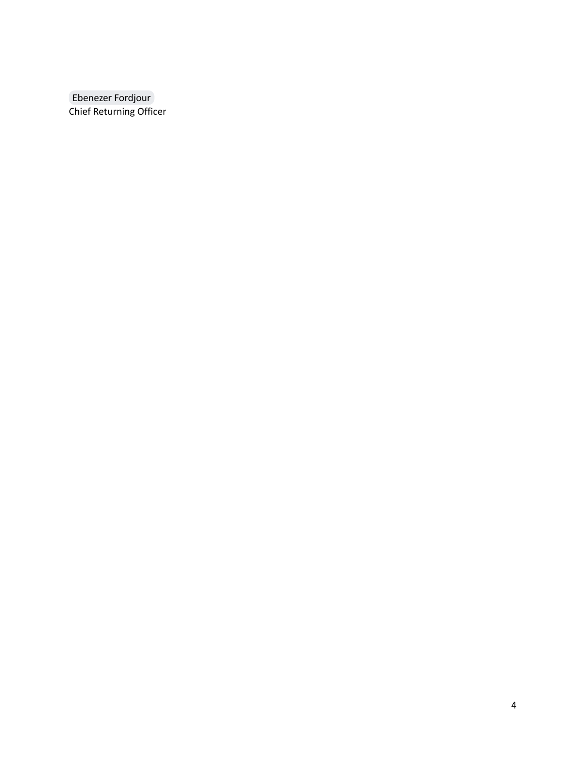Ebenezer Fordjour
Chief Returning Officer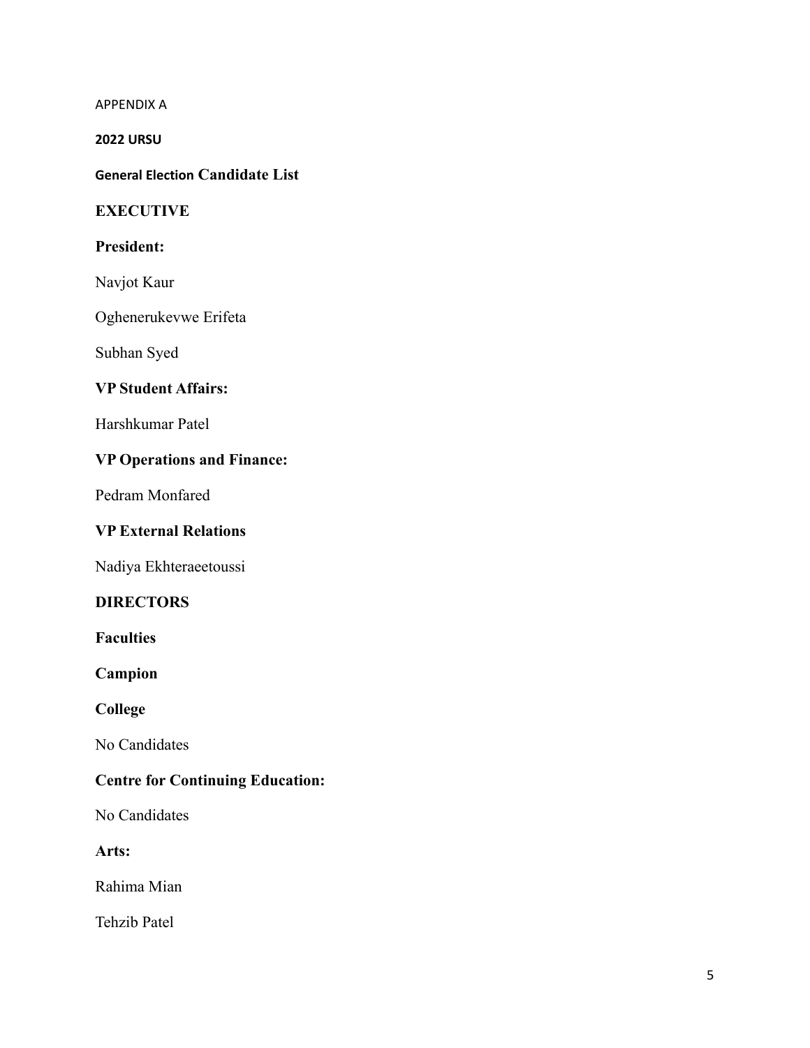APPENDIX A

**2022 URSU**

**General Election Candidate List**

## EXECUTIVE

### President:

Navjot Kaur

Oghenerukevwe Erifeta

Subhan Syed

### VP Student Affairs:

Harshkumar Patel

### VP Operations and Finance:

Pedram Monfared

### VP External Relations

Nadiya Ekhteraeetoussi

## DIRECTORS

### Faculties

### Campion

### College

No Candidates

### Centre for Continuing Education:

No Candidates

### Arts:

Rahima Mian

Tehzib Patel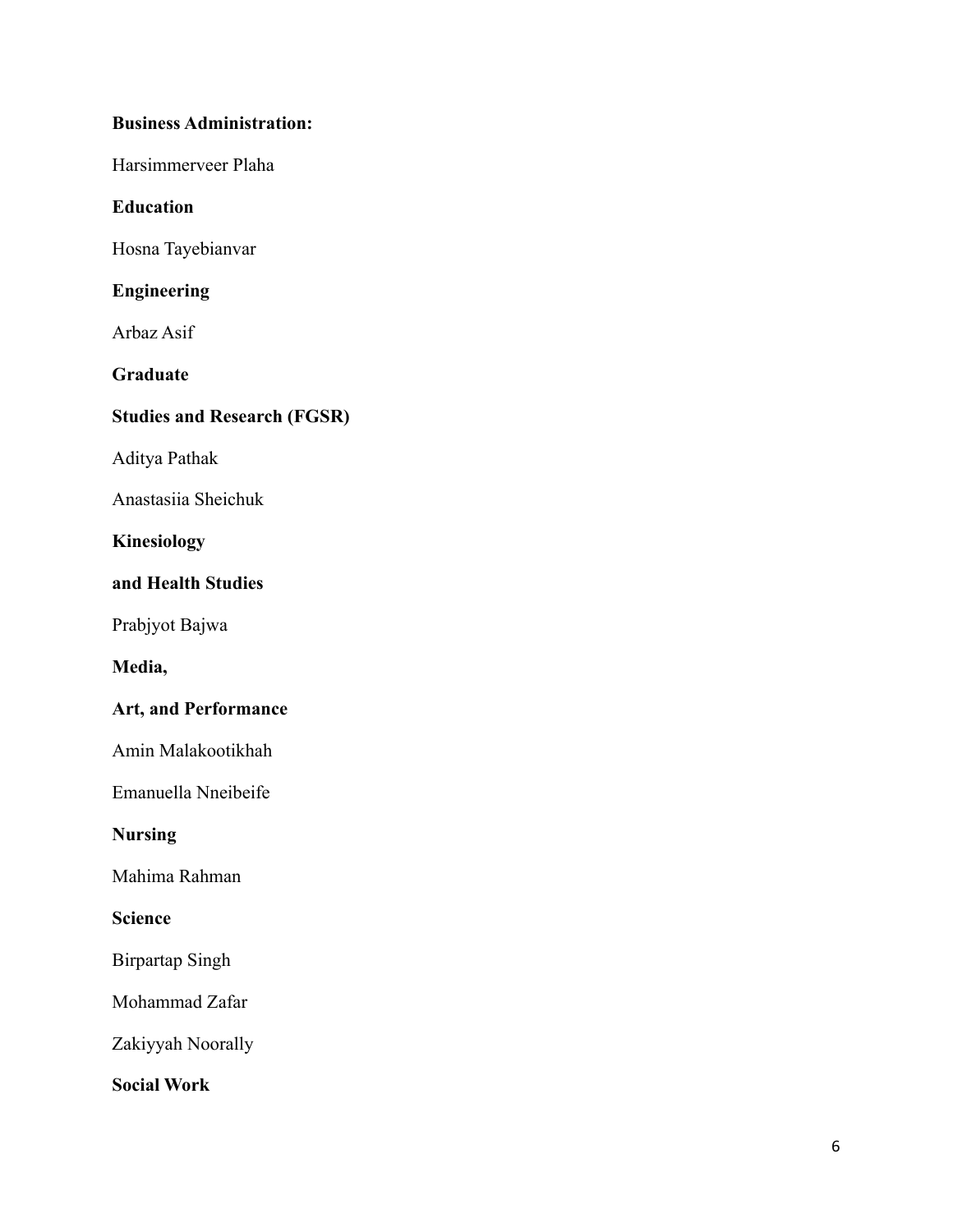**Business Administration:**

Harsimmerveer Plaha

**Education**

Hosna Tayebianvar

**Engineering**

Arbaz Asif

**Graduate**

**Studies and Research (FGSR)**

Aditya Pathak

Anastasiia Sheichuk

**Kinesiology**

**and Health Studies**

Prabjyot Bajwa

**Media,**

**Art, and Performance**

Amin Malakootikhah

Emanuella Nneibeife

**Nursing**

Mahima Rahman

**Science**

Birpartap Singh

Mohammad Zafar

Zakiyyah Noorally

**Social Work**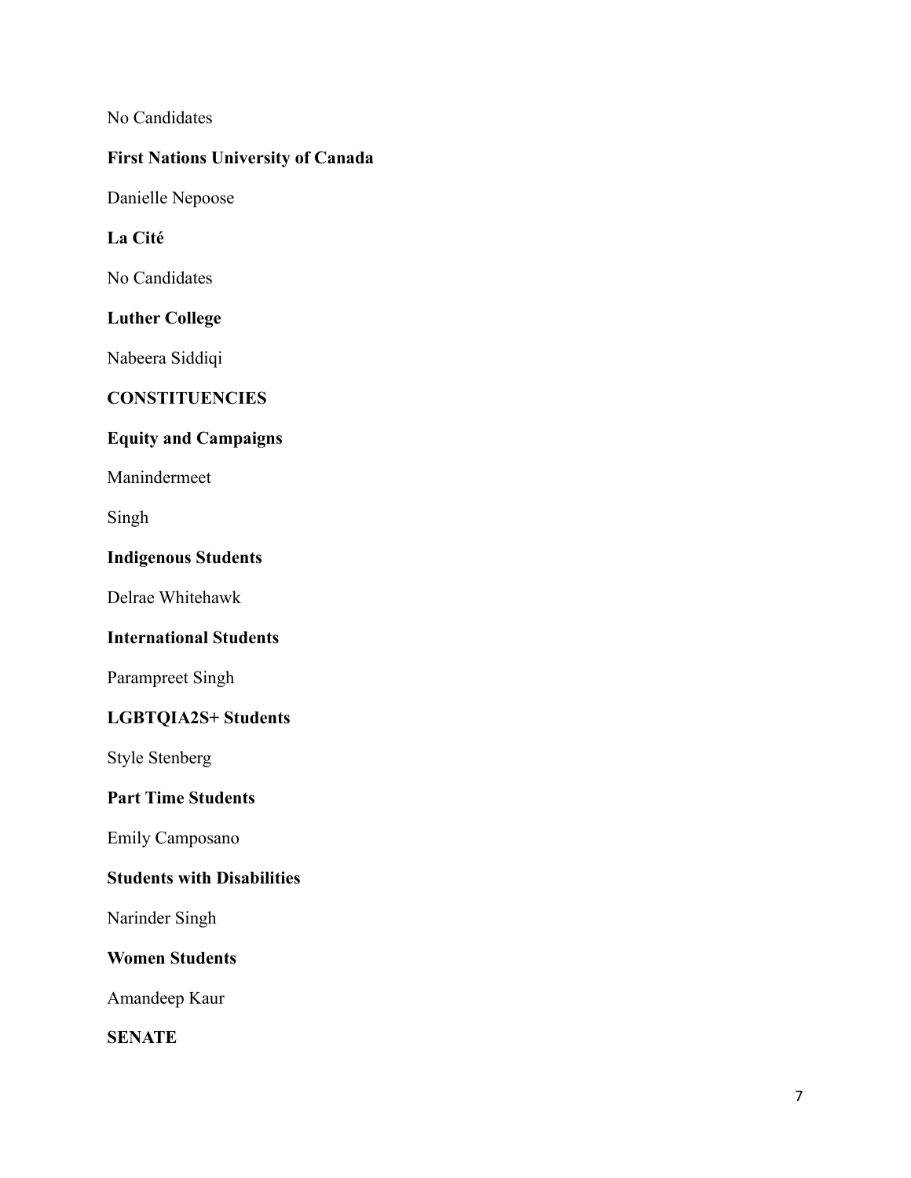No Candidates

**First Nations University of Canada**

Danielle Nepoose

**La Cité**

No Candidates

**Luther College**

Nabeera Siddiqi

**CONSTITUENCIES**

**Equity and Campaigns**

Manindermeet

Singh

**Indigenous Students**

Delrae Whitehawk

**International Students**

Parampreet Singh

**LGBTQIA2S+ Students**

Style Stenberg

**Part Time Students**

Emily Camposano

**Students with Disabilities**

Narinder Singh

**Women Students**

Amandeep Kaur

**SENATE**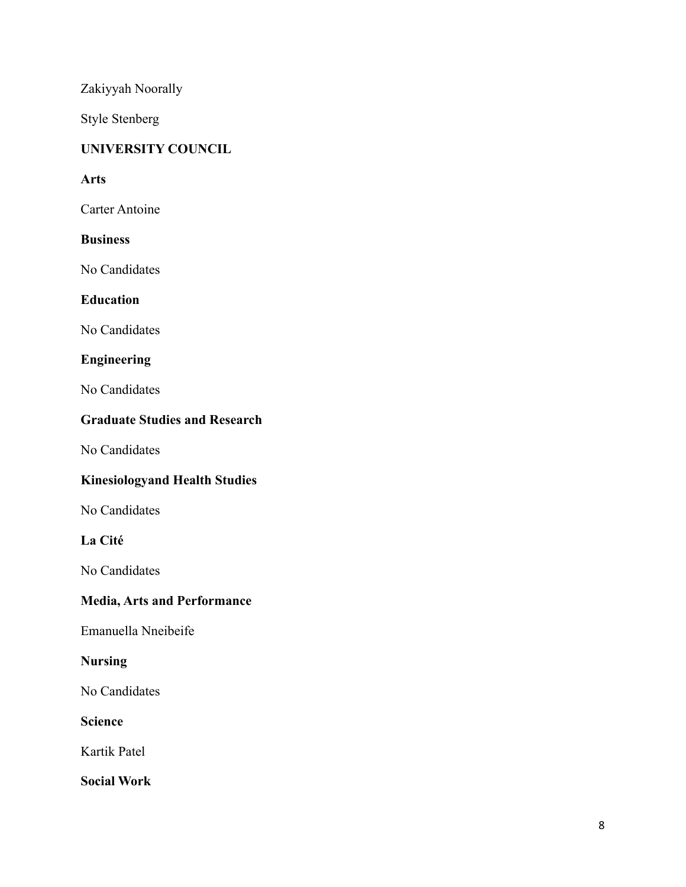Zakiyyah Noorally

Style Stenberg

**UNIVERSITY COUNCIL**

**Arts**

Carter Antoine

**Business**

No Candidates

**Education**

No Candidates

**Engineering**

No Candidates

**Graduate Studies and Research**

No Candidates

**Kinesiologyand Health Studies**

No Candidates

**La Cité**

No Candidates

**Media, Arts and Performance**

Emanuella Nneibeife

**Nursing**

No Candidates

**Science**

Kartik Patel

**Social Work**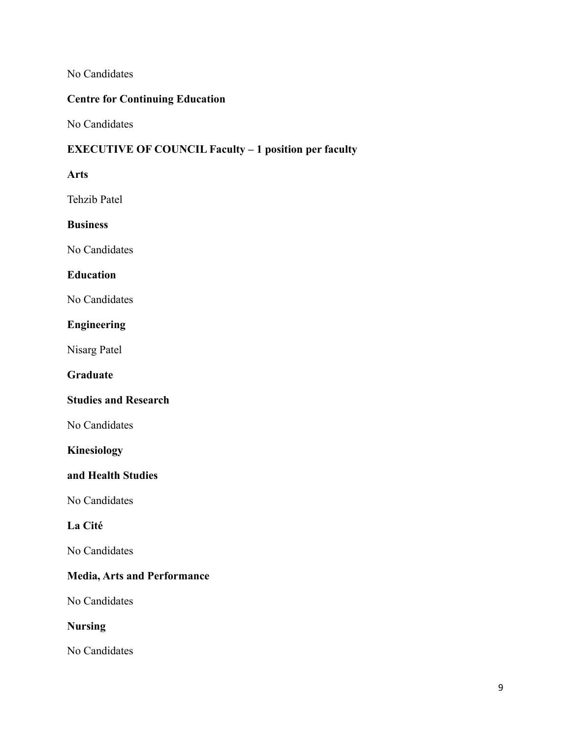No Candidates

**Centre for Continuing Education**

No Candidates

**EXECUTIVE OF COUNCIL Faculty – 1 position per faculty**

**Arts**

Tehzib Patel

**Business**

No Candidates

**Education**

No Candidates

**Engineering**

Nisarg Patel

**Graduate**

**Studies and Research**

No Candidates

**Kinesiology**

**and Health Studies**

No Candidates

**La Cité**

No Candidates

**Media, Arts and Performance**

No Candidates

**Nursing**

No Candidates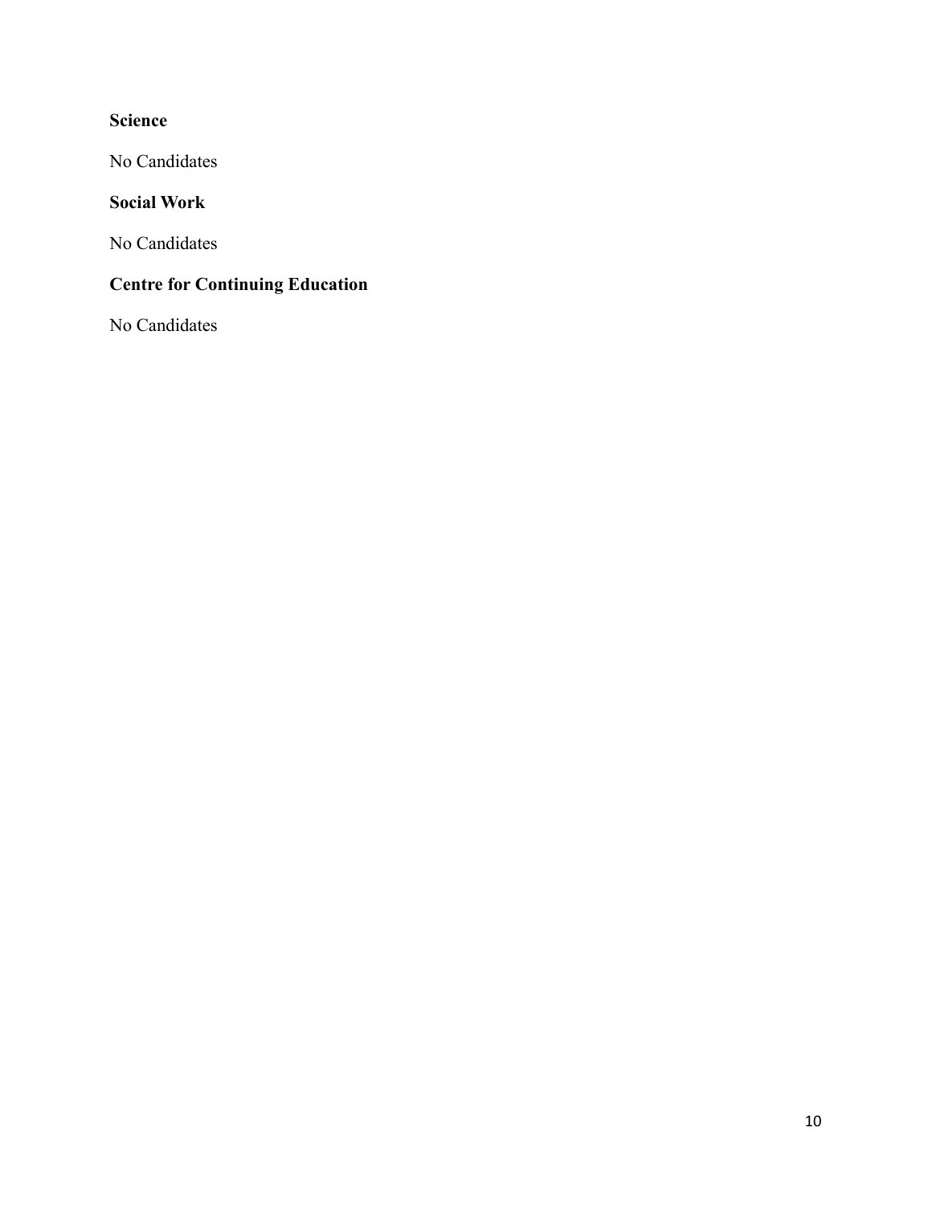**Science**

No Candidates

**Social Work**

No Candidates

**Centre for Continuing Education**

No Candidates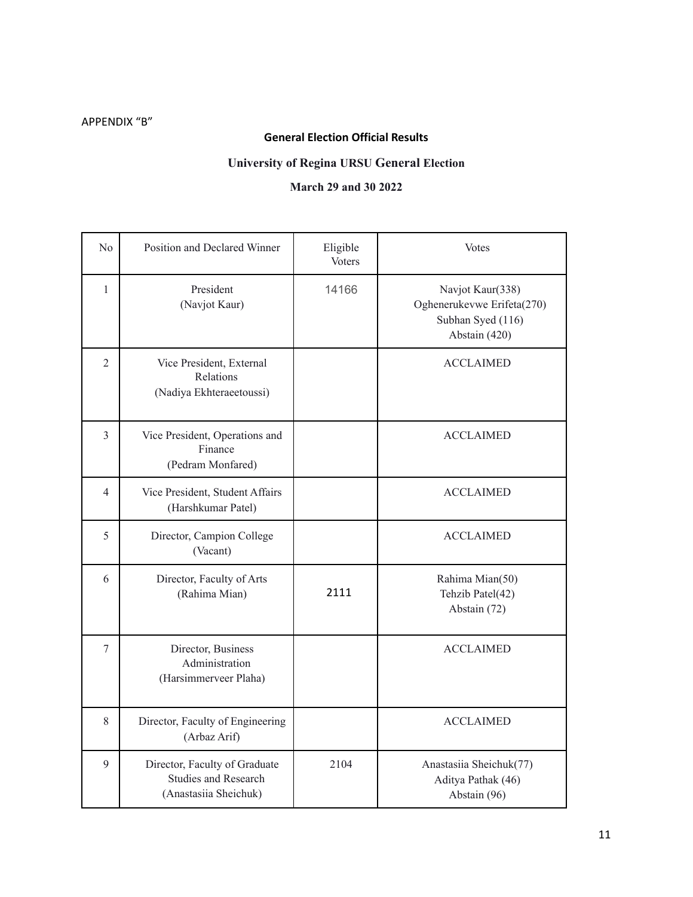APPENDIX "B"

**General Election Official Results**

**University of Regina URSU General Election**

**March 29 and 30 2022**

| No | Position and Declared Winner | Eligible Voters | Votes |
|---|---|---|---|
| 1 | President<br>(Navjot Kaur) | 14166 | Navjot Kaur(338)<br>Oghenerukevwe Erifeta(270)<br>Subhan Syed (116)<br>Abstain (420) |
| 2 | Vice President, External Relations<br>(Nadiya Ekhteraeetoussi) | | ACCLAIMED |
| 3 | Vice President, Operations and Finance<br>(Pedram Monfared) | | ACCLAIMED |
| 4 | Vice President, Student Affairs<br>(Harshkumar Patel) | | ACCLAIMED |
| 5 | Director, Campion College<br>(Vacant) | | ACCLAIMED |
| 6 | Director, Faculty of Arts<br>(Rahima Mian) | 2111 | Rahima Mian(50)<br>Tehzib Patel(42)<br>Abstain (72) |
| 7 | Director, Business Administration<br>(Harsimmerveer Plaha) | | ACCLAIMED |
| 8 | Director, Faculty of Engineering<br>(Arbaz Arif) | | ACCLAIMED |
| 9 | Director, Faculty of Graduate Studies and Research<br>(Anastasiia Sheichuk) | 2104 | Anastasiia Sheichuk(77)<br>Aditya Pathak (46)<br>Abstain (96) |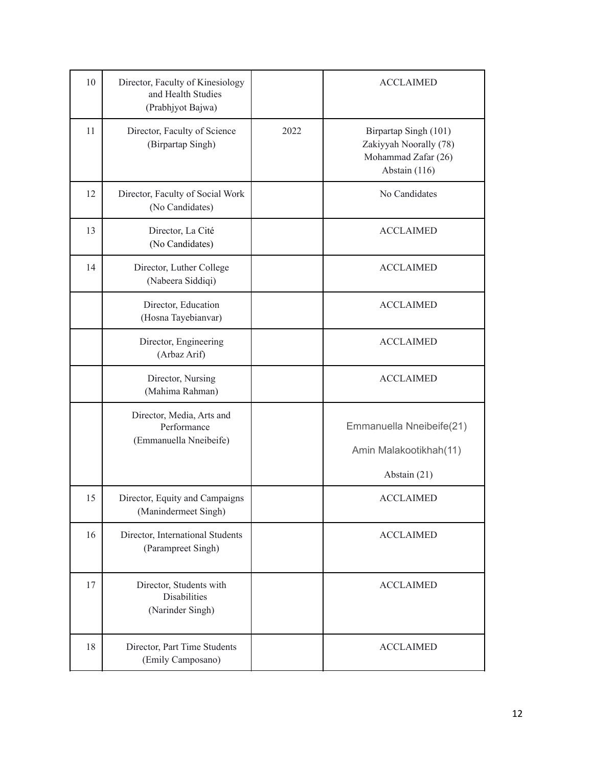| | | | |
|---|---|---|---|
| 10 | Director, Faculty of Kinesiology and Health Studies (Prabhjyot Bajwa) | | ACCLAIMED |
| 11 | Director, Faculty of Science (Birpartap Singh) | 2022 | Birpartap Singh (101)<br>Zakiyyah Noorally (78)<br>Mohammad Zafar (26)<br>Abstain (116) |
| 12 | Director, Faculty of Social Work (No Candidates) | | No Candidates |
| 13 | Director, La Cité (No Candidates) | | ACCLAIMED |
| 14 | Director, Luther College (Nabeera Siddiqi) | | ACCLAIMED |
| | Director, Education (Hosna Tayebianvar) | | ACCLAIMED |
| | Director, Engineering (Arbaz Arif) | | ACCLAIMED |
| | Director, Nursing (Mahima Rahman) | | ACCLAIMED |
| | Director, Media, Arts and Performance (Emmanuella Nneibeife) | | Emmanuella Nneibeife(21)<br>Amin Malakootikhah(11)<br>Abstain (21) |
| 15 | Director, Equity and Campaigns (Manindermeet Singh) | | ACCLAIMED |
| 16 | Director, International Students (Parampreet Singh) | | ACCLAIMED |
| 17 | Director, Students with Disabilities (Narinder Singh) | | ACCLAIMED |
| 18 | Director, Part Time Students (Emily Camposano) | | ACCLAIMED |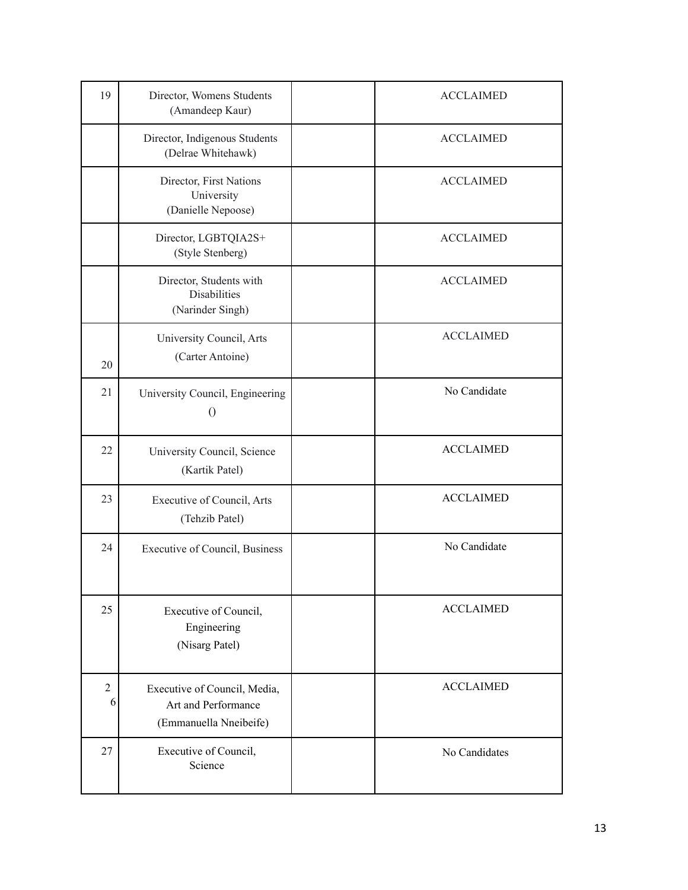| | | | |
|---|---|---|---|
| 19 | Director, Womens Students (Amandeep Kaur) | | ACCLAIMED |
| | Director, Indigenous Students (Delrae Whitehawk) | | ACCLAIMED |
| | Director, First Nations University (Danielle Nepoose) | | ACCLAIMED |
| | Director, LGBTQIA2S+ (Style Stenberg) | | ACCLAIMED |
| | Director, Students with Disabilities (Narinder Singh) | | ACCLAIMED |
| 20 | University Council, Arts (Carter Antoine) | | ACCLAIMED |
| 21 | University Council, Engineering () | | No Candidate |
| 22 | University Council, Science (Kartik Patel) | | ACCLAIMED |
| 23 | Executive of Council, Arts (Tehzib Patel) | | ACCLAIMED |
| 24 | Executive of Council, Business | | No Candidate |
| 25 | Executive of Council, Engineering (Nisarg Patel) | | ACCLAIMED |
| 26 | Executive of Council, Media, Art and Performance (Emmanuella Nneibeife) | | ACCLAIMED |
| 27 | Executive of Council, Science | | No Candidates |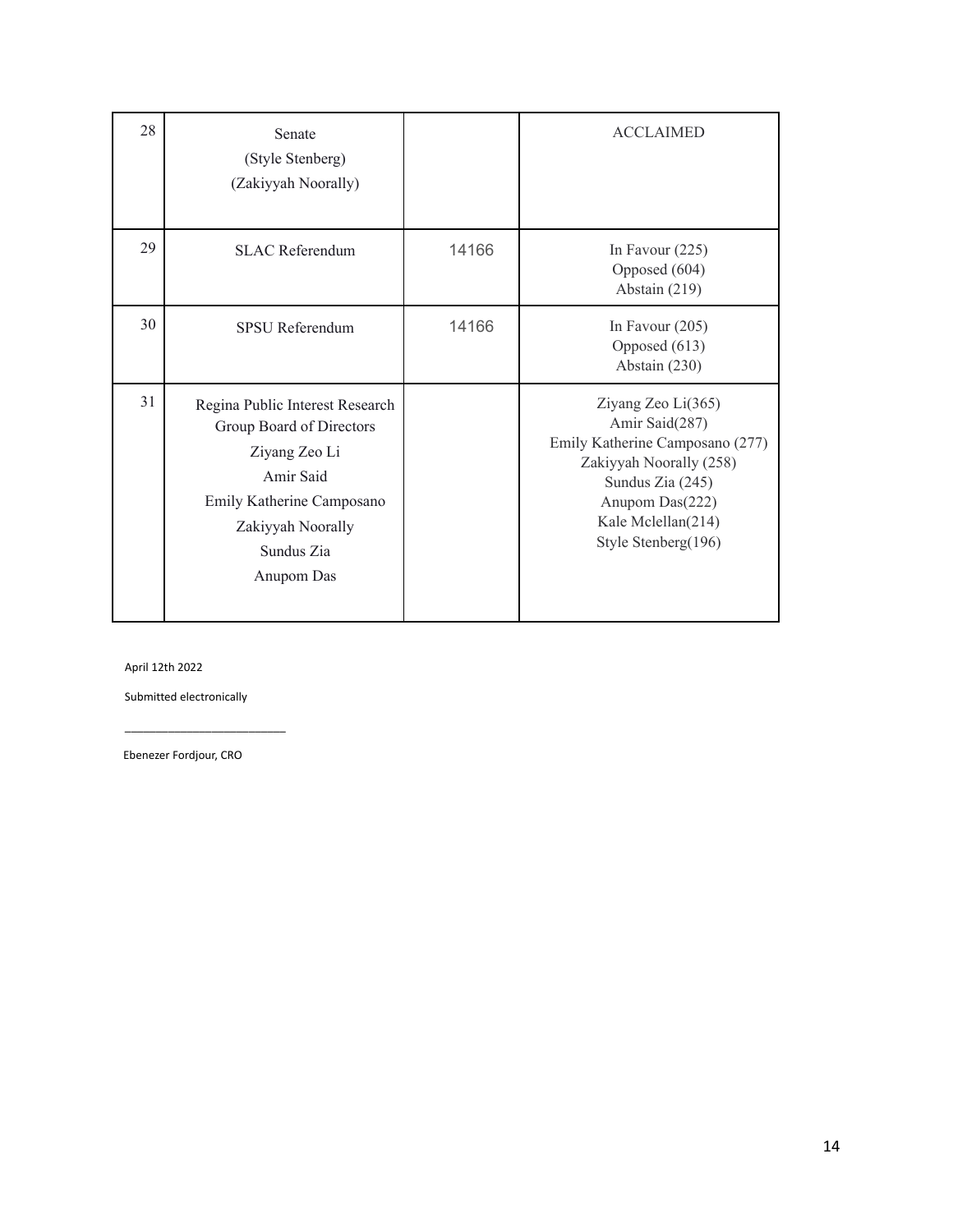| | | | |
|---|---|---|---|
| 28 | Senate<br>(Style Stenberg)<br>(Zakiyyah Noorally) | | ACCLAIMED |
| 29 | SLAC Referendum | 14166 | In Favour (225)<br>Opposed (604)<br>Abstain (219) |
| 30 | SPSU Referendum | 14166 | In Favour (205)<br>Opposed (613)<br>Abstain (230) |
| 31 | Regina Public Interest Research Group Board of Directors<br>Ziyang Zeo Li<br>Amir Said<br>Emily Katherine Camposano<br>Zakiyyah Noorally<br>Sundus Zia<br>Anupom Das | | Ziyang Zeo Li(365)<br>Amir Said(287)<br>Emily Katherine Camposano (277)<br>Zakiyyah Noorally (258)<br>Sundus Zia (245)<br>Anupom Das(222)<br>Kale Mclellan(214)<br>Style Stenberg(196) |

April 12th 2022

Submitted electronically

\_\_\_\_\_\_\_\_\_\_\_\_\_\_\_\_\_\_\_\_\_\_\_\_\_

Ebenezer Fordjour, CRO